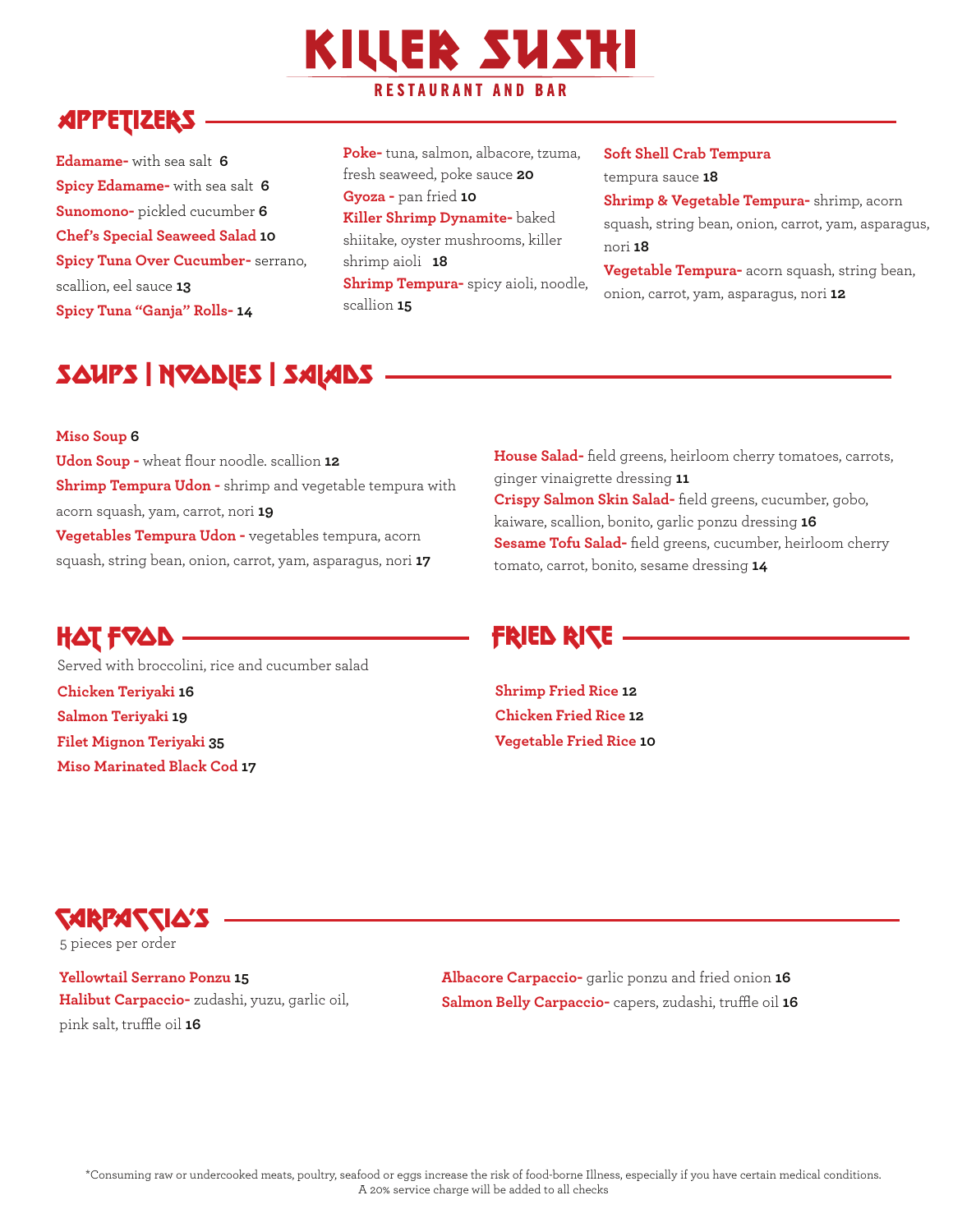# KILLER SUSHI

RESTAURANT AND BAR

## APPETIZERS

**Edamame-** with sea salt **6**
**Spicy Edamame-** with sea salt **6**
**Sunomono-** pickled cucumber **6**
**Chef's Special Seaweed Salad 10**
**Spicy Tuna Over Cucumber-** serrano, scallion, eel sauce **13**
**Spicy Tuna "Ganja" Rolls- 14**

**Poke-** tuna, salmon, albacore, tzuma, fresh seaweed, poke sauce **20**
**Gyoza -** pan fried **10**
**Killer Shrimp Dynamite-** baked shiitake, oyster mushrooms, killer shrimp aioli **18**
**Shrimp Tempura-** spicy aioli, noodle, scallion **15**

**Soft Shell Crab Tempura**
tempura sauce **18**
**Shrimp & Vegetable Tempura-** shrimp, acorn squash, string bean, onion, carrot, yam, asparagus, nori **18**
**Vegetable Tempura-** acorn squash, string bean, onion, carrot, yam, asparagus, nori **12**

## SOUPS | NOODLES | SALADS

**Miso Soup 6**
**Udon Soup -** wheat flour noodle. scallion **12**
**Shrimp Tempura Udon -** shrimp and vegetable tempura with acorn squash, yam, carrot, nori **19**
**Vegetables Tempura Udon -** vegetables tempura, acorn squash, string bean, onion, carrot, yam, asparagus, nori **17**

**House Salad-** field greens, heirloom cherry tomatoes, carrots, ginger vinaigrette dressing **11**
**Crispy Salmon Skin Salad-** field greens, cucumber, gobo, kaiware, scallion, bonito, garlic ponzu dressing **16**
**Sesame Tofu Salad-** field greens, cucumber, heirloom cherry tomato, carrot, bonito, sesame dressing **14**

## HOT FOOD

Served with broccolini, rice and cucumber salad

**Chicken Teriyaki 16**
**Salmon Teriyaki 19**
**Filet Mignon Teriyaki 35**
**Miso Marinated Black Cod 17**

## FRIED RICE

**Shrimp Fried Rice 12**
**Chicken Fried Rice 12**
**Vegetable Fried Rice 10**

## CARPACCIO'S

5 pieces per order

**Yellowtail Serrano Ponzu 15**
**Halibut Carpaccio-** zudashi, yuzu, garlic oil, pink salt, truffle oil **16**
**Albacore Carpaccio-** garlic ponzu and fried onion **16**
**Salmon Belly Carpaccio-** capers, zudashi, truffle oil **16**

*Consuming raw or undercooked meats, poultry, seafood or eggs increase the risk of food-borne Illness, especially if you have certain medical conditions.
A 20% service charge will be added to all checks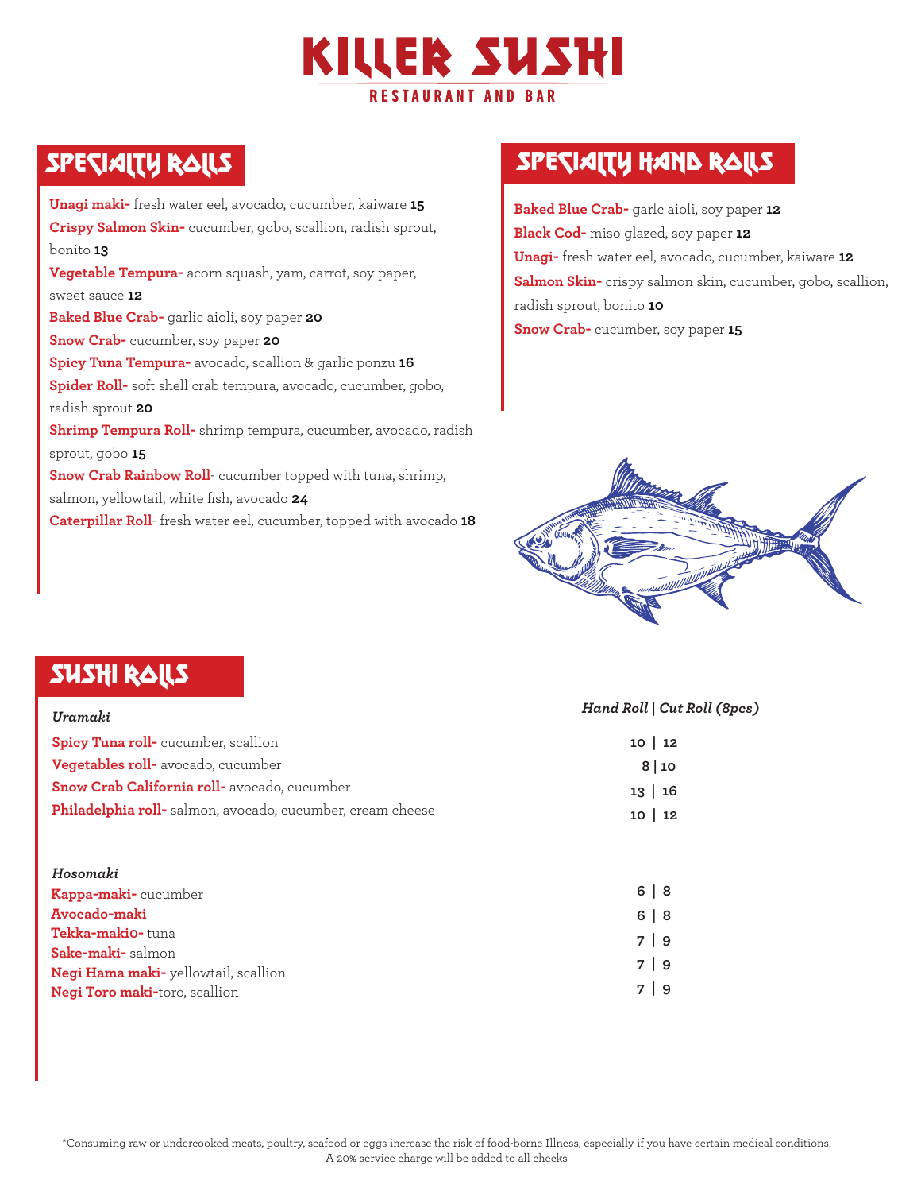# KILLER SUSHI

RESTAURANT AND BAR

## SPECIALTY ROLLS

**Unagi maki-** fresh water eel, avocado, cucumber, kaiware **15**

**Crispy Salmon Skin-** cucumber, gobo, scallion, radish sprout, bonito **13**

**Vegetable Tempura-** acorn squash, yam, carrot, soy paper, sweet sauce **12**

**Baked Blue Crab-** garlic aioli, soy paper **20**

**Snow Crab-** cucumber, soy paper **20**

**Spicy Tuna Tempura-** avocado, scallion & garlic ponzu **16**

**Spider Roll-** soft shell crab tempura, avocado, cucumber, gobo, radish sprout **20**

**Shrimp Tempura Roll-** shrimp tempura, cucumber, avocado, radish sprout, gobo **15**

**Snow Crab Rainbow Roll**- cucumber topped with tuna, shrimp, salmon, yellowtail, white fish, avocado **24**

**Caterpillar Roll**- fresh water eel, cucumber, topped with avocado **18**

## SPECIALTY HAND ROLLS

**Baked Blue Crab-** garlc aioli, soy paper **12**

**Black Cod-** miso glazed, soy paper **12**

**Unagi-** fresh water eel, avocado, cucumber, kaiware **12**

**Salmon Skin-** crispy salmon skin, cucumber, gobo, scallion, radish sprout, bonito **10**

**Snow Crab-** cucumber, soy paper **15**

## SUSHI ROLLS

| *Uramaki* | *Hand Roll \| Cut Roll (8pcs)* |
| --- | --- |
| **Spicy Tuna roll-** cucumber, scallion | 10 \| 12 |
| **Vegetables roll-** avocado, cucumber | 8 \| 10 |
| **Snow Crab California roll-** avocado, cucumber | 13 \| 16 |
| **Philadelphia roll-** salmon, avocado, cucumber, cream cheese | 10 \| 12 |

| *Hosomaki* | |
| --- | --- |
| **Kappa-maki-** cucumber | 6 \| 8 |
| **Avocado-maki** | 6 \| 8 |
| **Tekka-maki0-** tuna | 7 \| 9 |
| **Sake-maki-** salmon | 7 \| 9 |
| **Negi Hama maki-** yellowtail, scallion | 7 \| 9 |
| **Negi Toro maki-**toro, scallion | |

*Consuming raw or undercooked meats, poultry, seafood or eggs increase the risk of food-borne Illness, especially if you have certain medical conditions.
A 20% service charge will be added to all checks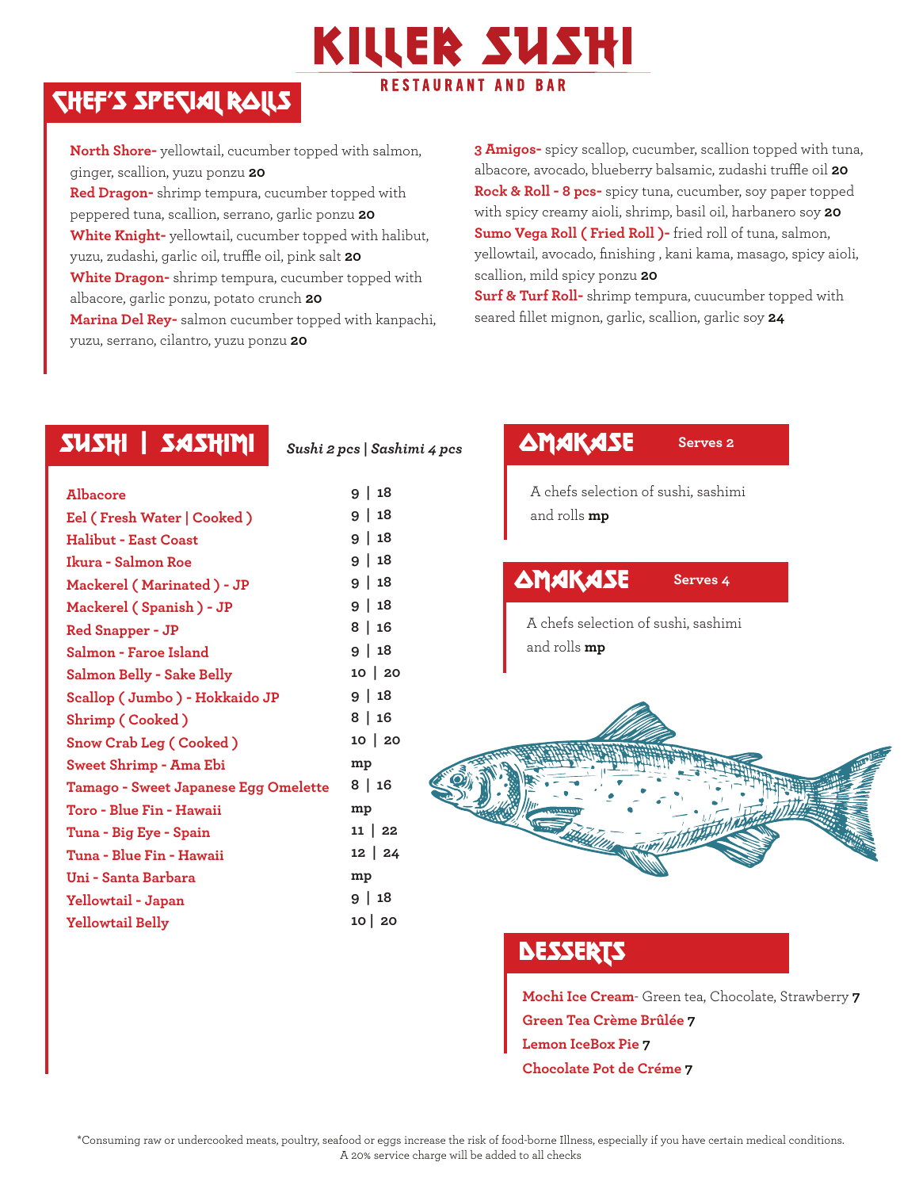# KILLER SUSHI

RESTAURANT AND BAR

## CHEF'S SPECIAL ROLLS

**North Shore-** yellowtail, cucumber topped with salmon, ginger, scallion, yuzu ponzu **20**

**Red Dragon-** shrimp tempura, cucumber topped with peppered tuna, scallion, serrano, garlic ponzu **20**

**White Knight-** yellowtail, cucumber topped with halibut, yuzu, zudashi, garlic oil, truffle oil, pink salt **20**

**White Dragon-** shrimp tempura, cucumber topped with albacore, garlic ponzu, potato crunch **20**

**Marina Del Rey-** salmon cucumber topped with kanpachi, yuzu, serrano, cilantro, yuzu ponzu **20**

**3 Amigos-** spicy scallop, cucumber, scallion topped with tuna, albacore, avocado, blueberry balsamic, zudashi truffle oil **20**

**Rock & Roll - 8 pcs-** spicy tuna, cucumber, soy paper topped with spicy creamy aioli, shrimp, basil oil, harbanero soy **20**

**Sumo Vega Roll ( Fried Roll )-** fried roll of tuna, salmon, yellowtail, avocado, finishing , kani kama, masago, spicy aioli, scallion, mild spicy ponzu **20**

**Surf & Turf Roll-** shrimp tempura, cuucumber topped with seared fillet mignon, garlic, scallion, garlic soy **24**

## SUSHI | SASHIMI

*Sushi 2 pcs | Sashimi 4 pcs*

| Item | Sushi | Sashimi |
|---|---|---|
| Albacore | 9 | 18 |
| Eel ( Fresh Water \| Cooked ) | 9 | 18 |
| Halibut - East Coast | 9 | 18 |
| Ikura - Salmon Roe | 9 | 18 |
| Mackerel ( Marinated ) - JP | 9 | 18 |
| Mackerel ( Spanish ) - JP | 9 | 18 |
| Red Snapper - JP | 8 | 16 |
| Salmon - Faroe Island | 9 | 18 |
| Salmon Belly - Sake Belly | 10 | 20 |
| Scallop ( Jumbo ) - Hokkaido JP | 9 | 18 |
| Shrimp ( Cooked ) | 8 | 16 |
| Snow Crab Leg ( Cooked ) | 10 | 20 |
| Sweet Shrimp - Ama Ebi | mp | |
| Tamago - Sweet Japanese Egg Omelette | 8 | 16 |
| Toro - Blue Fin - Hawaii | mp | |
| Tuna - Big Eye - Spain | 11 | 22 |
| Tuna - Blue Fin - Hawaii | 12 | 24 |
| Uni - Santa Barbara | mp | |
| Yellowtail - Japan | 9 | 18 |
| Yellowtail Belly | 10 | 20 |

## OMAKASE Serves 2

A chefs selection of sushi, sashimi and rolls **mp**

## OMAKASE Serves 4

A chefs selection of sushi, sashimi and rolls **mp**

## DESSERTS

**Mochi Ice Cream**- Green tea, Chocolate, Strawberry **7**

**Green Tea Crème Brûlée** **7**

**Lemon IceBox Pie** **7**

**Chocolate Pot de Créme** **7**

*Consuming raw or undercooked meats, poultry, seafood or eggs increase the risk of food-borne Illness, especially if you have certain medical conditions.
A 20% service charge will be added to all checks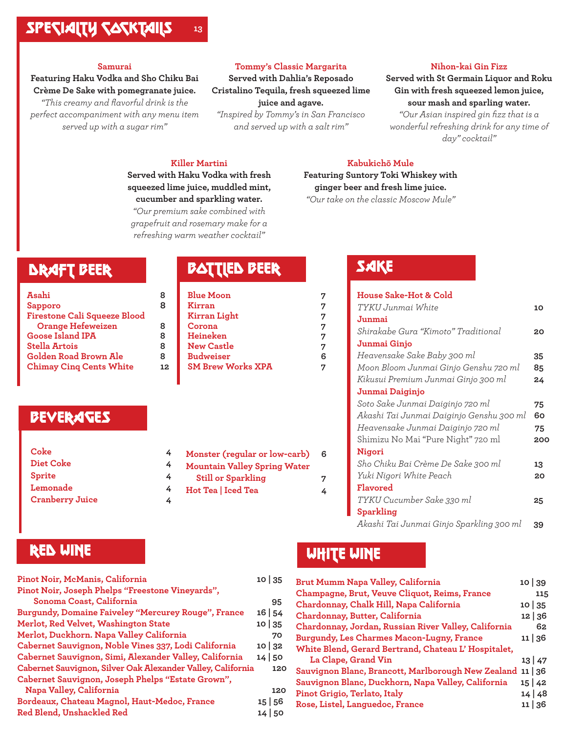# SPECIALTY COCKTAILS

### Samurai

**Featuring Haku Vodka and Sho Chiku Bai Crème De Sake with pomegranate juice.**

*"This creamy and flavorful drink is the perfect accompaniment with any menu item served up with a sugar rim"*

### Tommy's Classic Margarita

**Served with Dahlia's Reposado Cristalino Tequila, fresh squeezed lime juice and agave.**

*"Inspired by Tommy's in San Francisco and served up with a salt rim"*

### Nihon-kai Gin Fizz

**Served with St Germain Liquor and Roku Gin with fresh squeezed lemon juice, sour mash and sparling water.**

*"Our Asian inspired gin fizz that is a wonderful refreshing drink for any time of day" cocktail"*

### Killer Martini

**Served with Haku Vodka with fresh squeezed lime juice, muddled mint, cucumber and sparkling water.**

*"Our premium sake combined with grapefruit and rosemary make for a refreshing warm weather cocktail"*

### Kabukichō Mule

**Featuring Suntory Toki Whiskey with ginger beer and fresh lime juice.**

*"Our take on the classic Moscow Mule"*

## DRAFT BEER

| | |
|---|---|
| Asahi | 8 |
| Sapporo | 8 |
| Firestone Cali Squeeze Blood Orange Hefeweizen | 8 |
| Goose Island IPA | 8 |
| Stella Artois | 8 |
| Golden Road Brown Ale | 8 |
| Chimay Cinq Cents White | 12 |

## BOTTLED BEER

| | |
|---|---|
| Blue Moon | 7 |
| Kirran | 7 |
| Kirran Light | 7 |
| Corona | 7 |
| Heineken | 7 |
| New Castle | 7 |
| Budweiser | 6 |
| SM Brew Works XPA | 7 |

## BEVERAGES

| | |
|---|---|
| Coke | 4 |
| Diet Coke | 4 |
| Sprite | 4 |
| Lemonade | 4 |
| Cranberry Juice | 4 |
| Monster (regular or low-carb) | 6 |
| Mountain Valley Spring Water Still or Sparkling | 7 |
| Hot Tea \| Iced Tea | 4 |

## SAKE

**House Sake-Hot & Cold**

| | |
|---|---|
| *TYKU Junmai White* | 10 |

**Junmai**

| | |
|---|---|
| *Shirakabe Gura "Kimoto" Traditional* | 20 |

**Junmai Ginjo**

| | |
|---|---|
| *Heavensake Sake Baby 300 ml* | 35 |
| *Moon Bloom Junmai Ginjo Genshu 720 ml* | 85 |
| *Kikusui Premium Junmai Ginjo 300 ml* | 24 |

**Junmai Daiginjo**

| | |
|---|---|
| *Soto Sake Junmai Daiginjo 720 ml* | 75 |
| *Akashi Tai Junmai Daiginjo Genshu 300 ml* | 60 |
| *Heavensake Junmai Daiginjo 720 ml* | 75 |
| Shimizu No Mai "Pure Night" 720 ml | 200 |

**Nigori**

| | |
|---|---|
| *Sho Chiku Bai Crème De Sake 300 ml* | 13 |
| *Yuki Nigori White Peach* | 20 |

**Flavored**

| | |
|---|---|
| *TYKU Cucumber Sake 330 ml* | 25 |

**Sparkling**

| | |
|---|---|
| *Akashi Tai Junmai Ginjo Sparkling 300 ml* | 39 |

## RED WINE

| | |
|---|---|
| Pinot Noir, McManis, California | 10 \| 35 |
| Pinot Noir, Joseph Phelps "Freestone Vineyards", Sonoma Coast, California | 95 |
| Burgundy, Domaine Faiveley "Mercurey Rouge", France | 16 \| 54 |
| Merlot, Red Velvet, Washington State | 10 \| 35 |
| Merlot, Duckhorn. Napa Valley California | 70 |
| Cabernet Sauvignon, Noble Vines 337, Lodi California | 10 \| 32 |
| Cabernet Sauvignon, Simi, Alexander Valley, California | 14 \| 50 |
| Cabernet Sauvignon, Silver Oak Alexander Valley, California | 120 |
| Cabernet Sauvignon, Joseph Phelps "Estate Grown", Napa Valley, California | 120 |
| Bordeaux, Chateau Magnol, Haut-Medoc, France | 15 \| 56 |
| Red Blend, Unshackled Red | 14 \| 50 |

## WHITE WINE

| | |
|---|---|
| Brut Mumm Napa Valley, California | 10 \| 39 |
| Champagne, Brut, Veuve Cliquot, Reims, France | 115 |
| Chardonnay, Chalk Hill, Napa California | 10 \| 35 |
| Chardonnay, Butter, California | 12 \| 36 |
| Chardonnay, Jordan, Russian River Valley, California | 62 |
| Burgundy, Les Charmes Macon-Lugny, France | 11 \| 36 |
| White Blend, Gerard Bertrand, Chateau L' Hospitalet, La Clape, Grand Vin | 13 \| 47 |
| Sauvignon Blanc, Brancott, Marlborough New Zealand | 11 \| 36 |
| Sauvignon Blanc, Duckhorn, Napa Valley, California | 15 \| 42 |
| Pinot Grigio, Terlato, Italy | 14 \| 48 |
| Rose, Listel, Languedoc, France | 11 \| 36 |